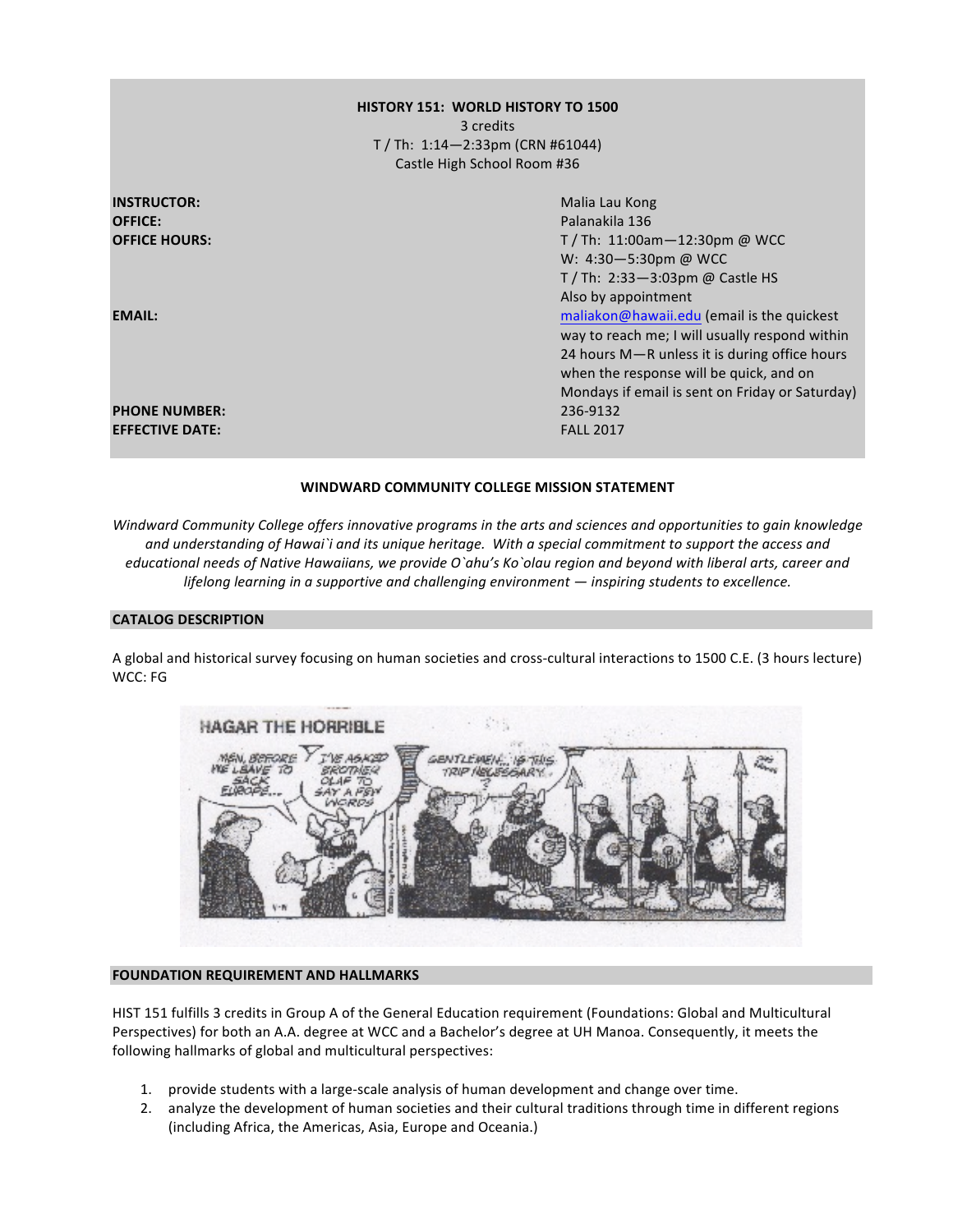**HISTORY 151: WORLD HISTORY TO 1500**
3 credits
T / Th: 1:14—2:33pm (CRN #61044)
Castle High School Room #36

| | |
|---|---|
| **INSTRUCTOR:** | Malia Lau Kong |
| **OFFICE:** | Palanakila 136 |
| **OFFICE HOURS:** | T / Th: 11:00am—12:30pm @ WCC<br>W: 4:30—5:30pm @ WCC<br>T / Th: 2:33—3:03pm @ Castle HS<br>Also by appointment |
| **EMAIL:** | maliakon@hawaii.edu (email is the quickest way to reach me; I will usually respond within 24 hours M—R unless it is during office hours when the response will be quick, and on Mondays if email is sent on Friday or Saturday) |
| **PHONE NUMBER:** | 236-9132 |
| **EFFECTIVE DATE:** | FALL 2017 |

**WINDWARD COMMUNITY COLLEGE MISSION STATEMENT**

*Windward Community College offers innovative programs in the arts and sciences and opportunities to gain knowledge and understanding of Hawai`i and its unique heritage. With a special commitment to support the access and educational needs of Native Hawaiians, we provide O`ahu's Ko`olau region and beyond with liberal arts, career and lifelong learning in a supportive and challenging environment — inspiring students to excellence.*

## CATALOG DESCRIPTION

A global and historical survey focusing on human societies and cross-cultural interactions to 1500 C.E. (3 hours lecture) WCC: FG

## FOUNDATION REQUIREMENT AND HALLMARKS

HIST 151 fulfills 3 credits in Group A of the General Education requirement (Foundations: Global and Multicultural Perspectives) for both an A.A. degree at WCC and a Bachelor's degree at UH Manoa. Consequently, it meets the following hallmarks of global and multicultural perspectives:

1. provide students with a large-scale analysis of human development and change over time.
2. analyze the development of human societies and their cultural traditions through time in different regions (including Africa, the Americas, Asia, Europe and Oceania.)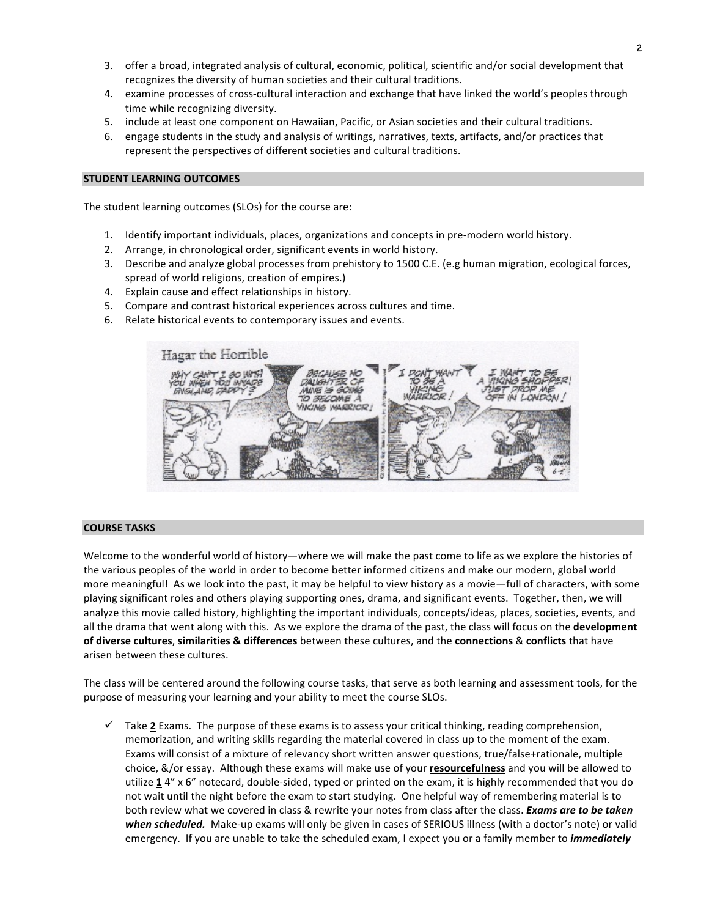3. offer a broad, integrated analysis of cultural, economic, political, scientific and/or social development that recognizes the diversity of human societies and their cultural traditions.
4. examine processes of cross-cultural interaction and exchange that have linked the world's peoples through time while recognizing diversity.
5. include at least one component on Hawaiian, Pacific, or Asian societies and their cultural traditions.
6. engage students in the study and analysis of writings, narratives, texts, artifacts, and/or practices that represent the perspectives of different societies and cultural traditions.

## STUDENT LEARNING OUTCOMES

The student learning outcomes (SLOs) for the course are:

1. Identify important individuals, places, organizations and concepts in pre-modern world history.
2. Arrange, in chronological order, significant events in world history.
3. Describe and analyze global processes from prehistory to 1500 C.E. (e.g human migration, ecological forces, spread of world religions, creation of empires.)
4. Explain cause and effect relationships in history.
5. Compare and contrast historical experiences across cultures and time.
6. Relate historical events to contemporary issues and events.

## COURSE TASKS

Welcome to the wonderful world of history—where we will make the past come to life as we explore the histories of the various peoples of the world in order to become better informed citizens and make our modern, global world more meaningful! As we look into the past, it may be helpful to view history as a movie—full of characters, with some playing significant roles and others playing supporting ones, drama, and significant events. Together, then, we will analyze this movie called history, highlighting the important individuals, concepts/ideas, places, societies, events, and all the drama that went along with this. As we explore the drama of the past, the class will focus on the **development of diverse cultures**, **similarities & differences** between these cultures, and the **connections** & **conflicts** that have arisen between these cultures.

The class will be centered around the following course tasks, that serve as both learning and assessment tools, for the purpose of measuring your learning and your ability to meet the course SLOs.

- ✓ Take **2** Exams. The purpose of these exams is to assess your critical thinking, reading comprehension, memorization, and writing skills regarding the material covered in class up to the moment of the exam. Exams will consist of a mixture of relevancy short written answer questions, true/false+rationale, multiple choice, &/or essay. Although these exams will make use of your **resourcefulness** and you will be allowed to utilize **1** 4" x 6" notecard, double-sided, typed or printed on the exam, it is highly recommended that you do not wait until the night before the exam to start studying. One helpful way of remembering material is to both review what we covered in class & rewrite your notes from class after the class. ***Exams are to be taken when scheduled.*** Make-up exams will only be given in cases of SERIOUS illness (with a doctor's note) or valid emergency. If you are unable to take the scheduled exam, I expect you or a family member to ***immediately***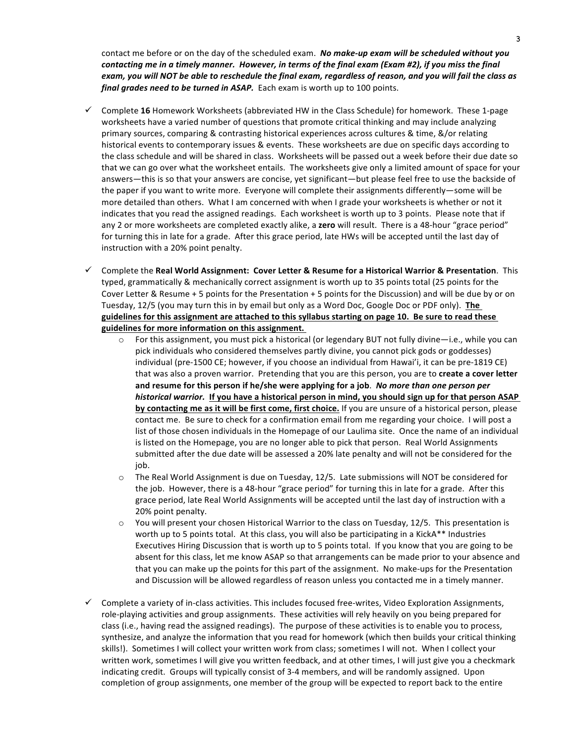contact me before or on the day of the scheduled exam. ***No make-up exam will be scheduled without you contacting me in a timely manner. However, in terms of the final exam (Exam #2), if you miss the final exam, you will NOT be able to reschedule the final exam, regardless of reason, and you will fail the class as final grades need to be turned in ASAP.*** Each exam is worth up to 100 points.

- ✓ Complete **16** Homework Worksheets (abbreviated HW in the Class Schedule) for homework. These 1-page worksheets have a varied number of questions that promote critical thinking and may include analyzing primary sources, comparing & contrasting historical experiences across cultures & time, &/or relating historical events to contemporary issues & events. These worksheets are due on specific days according to the class schedule and will be shared in class. Worksheets will be passed out a week before their due date so that we can go over what the worksheet entails. The worksheets give only a limited amount of space for your answers—this is so that your answers are concise, yet significant—but please feel free to use the backside of the paper if you want to write more. Everyone will complete their assignments differently—some will be more detailed than others. What I am concerned with when I grade your worksheets is whether or not it indicates that you read the assigned readings. Each worksheet is worth up to 3 points. Please note that if any 2 or more worksheets are completed exactly alike, a **zero** will result. There is a 48-hour "grace period" for turning this in late for a grade. After this grace period, late HWs will be accepted until the last day of instruction with a 20% point penalty.

- ✓ Complete the **Real World Assignment: Cover Letter & Resume for a Historical Warrior & Presentation**. This typed, grammatically & mechanically correct assignment is worth up to 35 points total (25 points for the Cover Letter & Resume + 5 points for the Presentation + 5 points for the Discussion) and will be due by or on Tuesday, 12/5 (you may turn this in by email but only as a Word Doc, Google Doc or PDF only). **<u>The guidelines for this assignment are attached to this syllabus starting on page 10. Be sure to read these guidelines for more information on this assignment.</u>**
  - For this assignment, you must pick a historical (or legendary BUT not fully divine—i.e., while you can pick individuals who considered themselves partly divine, you cannot pick gods or goddesses) individual (pre-1500 CE; however, if you choose an individual from Hawai'i, it can be pre-1819 CE) that was also a proven warrior. Pretending that you are this person, you are to **create a cover letter and resume for this person if he/she were applying for a job**. ***No more than one person per historical warrior.*** **<u>If you have a historical person in mind, you should sign up for that person ASAP by contacting me as it will be first come, first choice.</u>** If you are unsure of a historical person, please contact me. Be sure to check for a confirmation email from me regarding your choice. I will post a list of those chosen individuals in the Homepage of our Laulima site. Once the name of an individual is listed on the Homepage, you are no longer able to pick that person. Real World Assignments submitted after the due date will be assessed a 20% late penalty and will not be considered for the job.
  - The Real World Assignment is due on Tuesday, 12/5. Late submissions will NOT be considered for the job. However, there is a 48-hour "grace period" for turning this in late for a grade. After this grace period, late Real World Assignments will be accepted until the last day of instruction with a 20% point penalty.
  - You will present your chosen Historical Warrior to the class on Tuesday, 12/5. This presentation is worth up to 5 points total. At this class, you will also be participating in a KickA** Industries Executives Hiring Discussion that is worth up to 5 points total. If you know that you are going to be absent for this class, let me know ASAP so that arrangements can be made prior to your absence and that you can make up the points for this part of the assignment. No make-ups for the Presentation and Discussion will be allowed regardless of reason unless you contacted me in a timely manner.

- ✓ Complete a variety of in-class activities. This includes focused free-writes, Video Exploration Assignments, role-playing activities and group assignments. These activities will rely heavily on you being prepared for class (i.e., having read the assigned readings). The purpose of these activities is to enable you to process, synthesize, and analyze the information that you read for homework (which then builds your critical thinking skills!). Sometimes I will collect your written work from class; sometimes I will not. When I collect your written work, sometimes I will give you written feedback, and at other times, I will just give you a checkmark indicating credit. Groups will typically consist of 3-4 members, and will be randomly assigned. Upon completion of group assignments, one member of the group will be expected to report back to the entire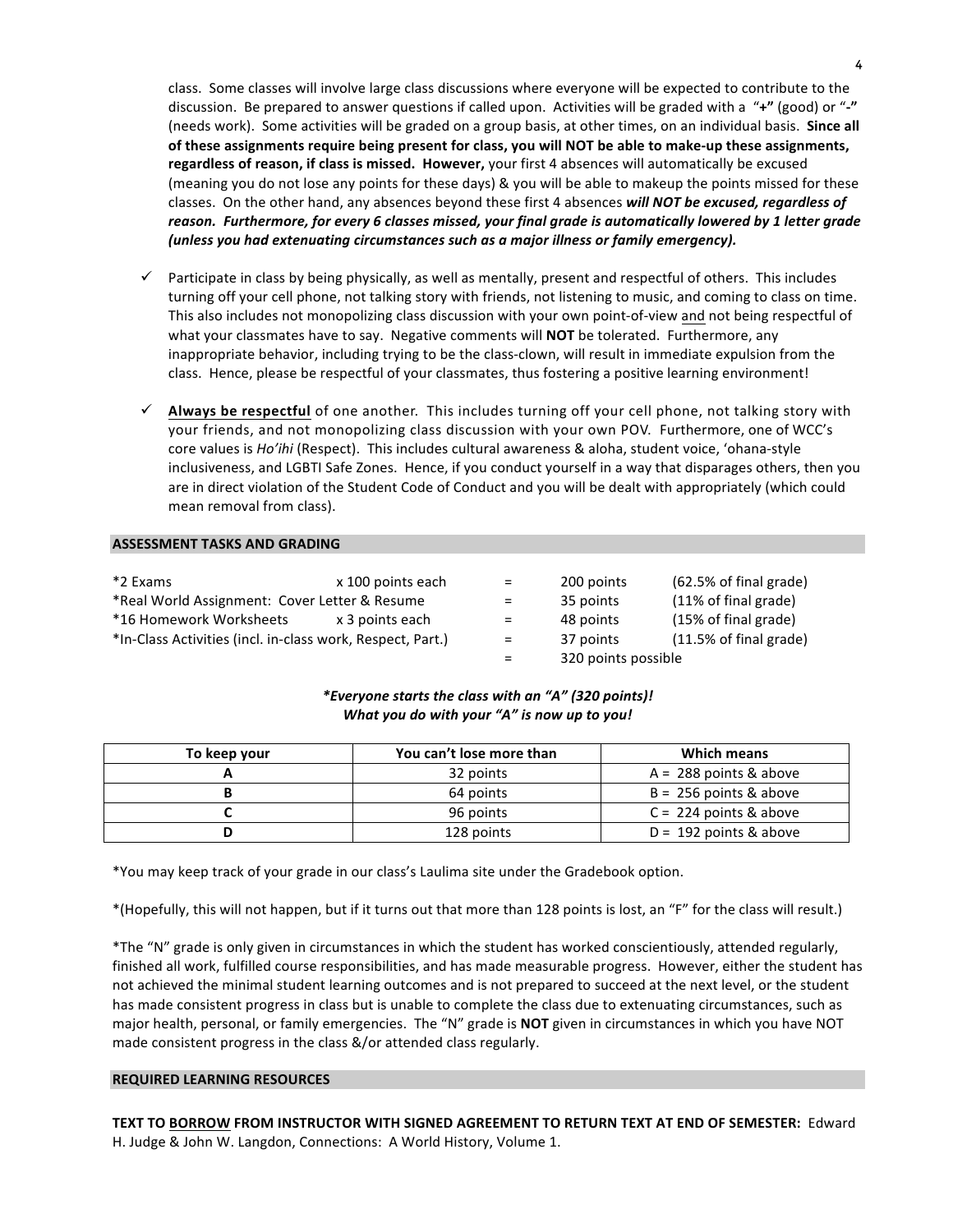class. Some classes will involve large class discussions where everyone will be expected to contribute to the discussion. Be prepared to answer questions if called upon. Activities will be graded with a "**+**" (good) or "**-**" (needs work). Some activities will be graded on a group basis, at other times, on an individual basis. **Since all of these assignments require being present for class, you will NOT be able to make-up these assignments, regardless of reason, if class is missed. However,** your first 4 absences will automatically be excused (meaning you do not lose any points for these days) & you will be able to makeup the points missed for these classes. On the other hand, any absences beyond these first 4 absences ***will NOT be excused, regardless of reason. Furthermore, for every 6 classes missed, your final grade is automatically lowered by 1 letter grade (unless you had extenuating circumstances such as a major illness or family emergency).***

- ✓ Participate in class by being physically, as well as mentally, present and respectful of others. This includes turning off your cell phone, not talking story with friends, not listening to music, and coming to class on time. This also includes not monopolizing class discussion with your own point-of-view <u>and</u> not being respectful of what your classmates have to say. Negative comments will **NOT** be tolerated. Furthermore, any inappropriate behavior, including trying to be the class-clown, will result in immediate expulsion from the class. Hence, please be respectful of your classmates, thus fostering a positive learning environment!

- ✓ **<u>Always be respectful</u>** of one another. This includes turning off your cell phone, not talking story with your friends, and not monopolizing class discussion with your own POV. Furthermore, one of WCC's core values is *Ho'ihi* (Respect). This includes cultural awareness & aloha, student voice, 'ohana-style inclusiveness, and LGBTI Safe Zones. Hence, if you conduct yourself in a way that disparages others, then you are in direct violation of the Student Code of Conduct and you will be dealt with appropriately (which could mean removal from class).

## ASSESSMENT TASKS AND GRADING

| | | | | |
|---|---|---|---|---|
| *2 Exams | x 100 points each | = | 200 points | (62.5% of final grade) |
| *Real World Assignment: Cover Letter & Resume | | = | 35 points | (11% of final grade) |
| *16 Homework Worksheets | x 3 points each | = | 48 points | (15% of final grade) |
| *In-Class Activities (incl. in-class work, Respect, Part.) | | = | 37 points | (11.5% of final grade) |
| | | = | 320 points possible | |

***Everyone starts the class with an "A" (320 points)!***
***What you do with your "A" is now up to you!***

| To keep your | You can't lose more than | Which means |
|---|---|---|
| A | 32 points | A = 288 points & above |
| B | 64 points | B = 256 points & above |
| C | 96 points | C = 224 points & above |
| D | 128 points | D = 192 points & above |

*You may keep track of your grade in our class's Laulima site under the Gradebook option.

*(Hopefully, this will not happen, but if it turns out that more than 128 points is lost, an "F" for the class will result.)

*The "N" grade is only given in circumstances in which the student has worked conscientiously, attended regularly, finished all work, fulfilled course responsibilities, and has made measurable progress. However, either the student has not achieved the minimal student learning outcomes and is not prepared to succeed at the next level, or the student has made consistent progress in class but is unable to complete the class due to extenuating circumstances, such as major health, personal, or family emergencies. The "N" grade is **NOT** given in circumstances in which you have NOT made consistent progress in the class &/or attended class regularly.

## REQUIRED LEARNING RESOURCES

**TEXT TO <u>BORROW</u> FROM INSTRUCTOR WITH SIGNED AGREEMENT TO RETURN TEXT AT END OF SEMESTER:** Edward H. Judge & John W. Langdon, Connections: A World History, Volume 1.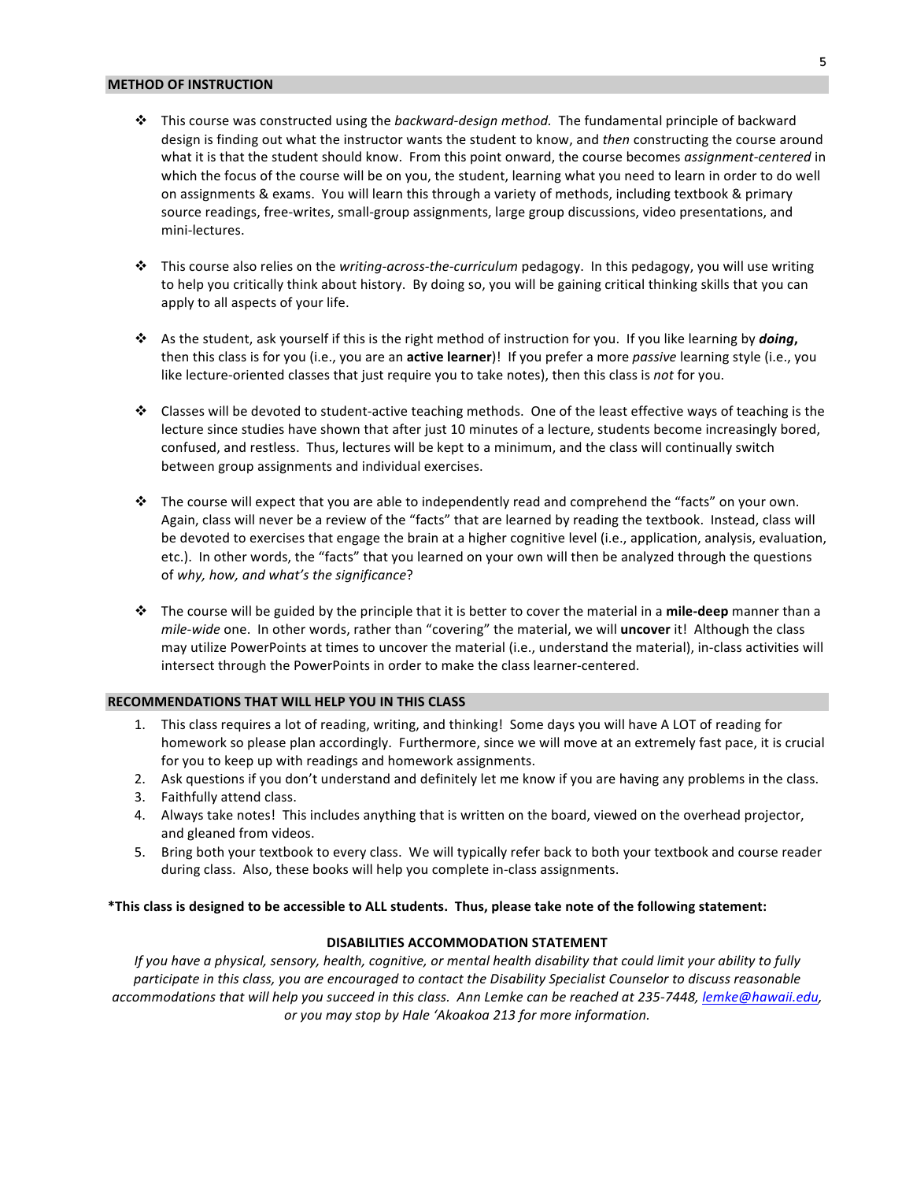## METHOD OF INSTRUCTION

- This course was constructed using the *backward-design method.* The fundamental principle of backward design is finding out what the instructor wants the student to know, and *then* constructing the course around what it is that the student should know. From this point onward, the course becomes *assignment-centered* in which the focus of the course will be on you, the student, learning what you need to learn in order to do well on assignments & exams. You will learn this through a variety of methods, including textbook & primary source readings, free-writes, small-group assignments, large group discussions, video presentations, and mini-lectures.

- This course also relies on the *writing-across-the-curriculum* pedagogy. In this pedagogy, you will use writing to help you critically think about history. By doing so, you will be gaining critical thinking skills that you can apply to all aspects of your life.

- As the student, ask yourself if this is the right method of instruction for you. If you like learning by ***doing*,** then this class is for you (i.e., you are an **active learner**)! If you prefer a more *passive* learning style (i.e., you like lecture-oriented classes that just require you to take notes), then this class is *not* for you.

- Classes will be devoted to student-active teaching methods. One of the least effective ways of teaching is the lecture since studies have shown that after just 10 minutes of a lecture, students become increasingly bored, confused, and restless. Thus, lectures will be kept to a minimum, and the class will continually switch between group assignments and individual exercises.

- The course will expect that you are able to independently read and comprehend the "facts" on your own. Again, class will never be a review of the "facts" that are learned by reading the textbook. Instead, class will be devoted to exercises that engage the brain at a higher cognitive level (i.e., application, analysis, evaluation, etc.). In other words, the "facts" that you learned on your own will then be analyzed through the questions of *why, how, and what's the significance*?

- The course will be guided by the principle that it is better to cover the material in a **mile-deep** manner than a *mile-wide* one. In other words, rather than "covering" the material, we will **uncover** it! Although the class may utilize PowerPoints at times to uncover the material (i.e., understand the material), in-class activities will intersect through the PowerPoints in order to make the class learner-centered.

## RECOMMENDATIONS THAT WILL HELP YOU IN THIS CLASS

1. This class requires a lot of reading, writing, and thinking! Some days you will have A LOT of reading for homework so please plan accordingly. Furthermore, since we will move at an extremely fast pace, it is crucial for you to keep up with readings and homework assignments.
2. Ask questions if you don't understand and definitely let me know if you are having any problems in the class.
3. Faithfully attend class.
4. Always take notes! This includes anything that is written on the board, viewed on the overhead projector, and gleaned from videos.
5. Bring both your textbook to every class. We will typically refer back to both your textbook and course reader during class. Also, these books will help you complete in-class assignments.

**\*This class is designed to be accessible to ALL students. Thus, please take note of the following statement:**

**DISABILITIES ACCOMMODATION STATEMENT**

*If you have a physical, sensory, health, cognitive, or mental health disability that could limit your ability to fully participate in this class, you are encouraged to contact the Disability Specialist Counselor to discuss reasonable accommodations that will help you succeed in this class. Ann Lemke can be reached at 235-7448, lemke@hawaii.edu, or you may stop by Hale 'Akoakoa 213 for more information.*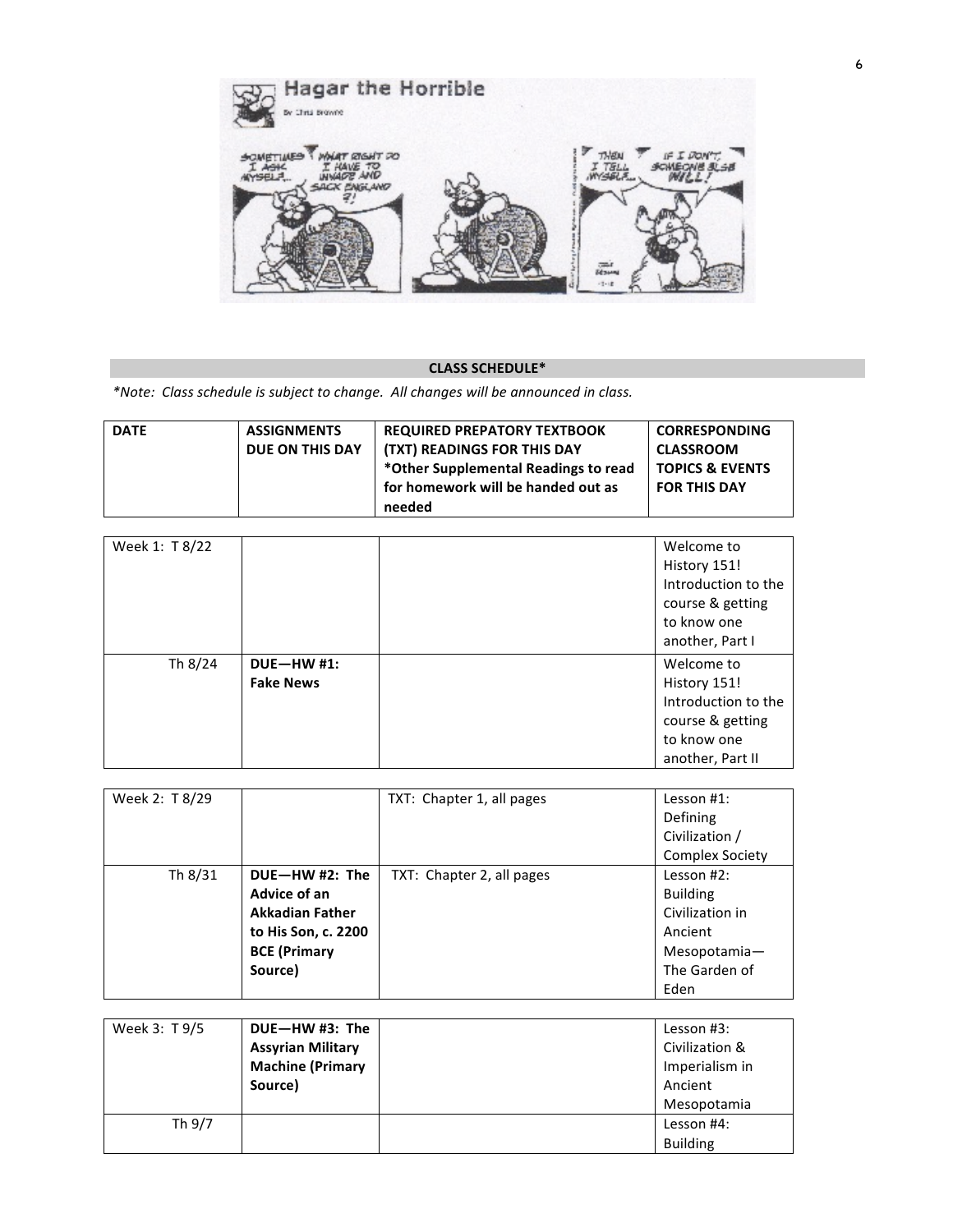**CLASS SCHEDULE***

**Note: Class schedule is subject to change. All changes will be announced in class.*

| DATE | ASSIGNMENTS DUE ON THIS DAY | REQUIRED PREPATORY TEXTBOOK (TXT) READINGS FOR THIS DAY *Other Supplemental Readings to read for homework will be handed out as needed | CORRESPONDING CLASSROOM TOPICS & EVENTS FOR THIS DAY |
|---|---|---|---|
| Week 1: T 8/22 | | | Welcome to History 151! Introduction to the course & getting to know one another, Part I |
| Th 8/24 | **DUE—HW #1: Fake News** | | Welcome to History 151! Introduction to the course & getting to know one another, Part II |
| Week 2: T 8/29 | | TXT: Chapter 1, all pages | Lesson #1: Defining Civilization / Complex Society |
| Th 8/31 | **DUE—HW #2: The Advice of an Akkadian Father to His Son, c. 2200 BCE (Primary Source)** | TXT: Chapter 2, all pages | Lesson #2: Building Civilization in Ancient Mesopotamia—The Garden of Eden |
| Week 3: T 9/5 | **DUE—HW #3: The Assyrian Military Machine (Primary Source)** | | Lesson #3: Civilization & Imperialism in Ancient Mesopotamia |
| Th 9/7 | | | Lesson #4: Building |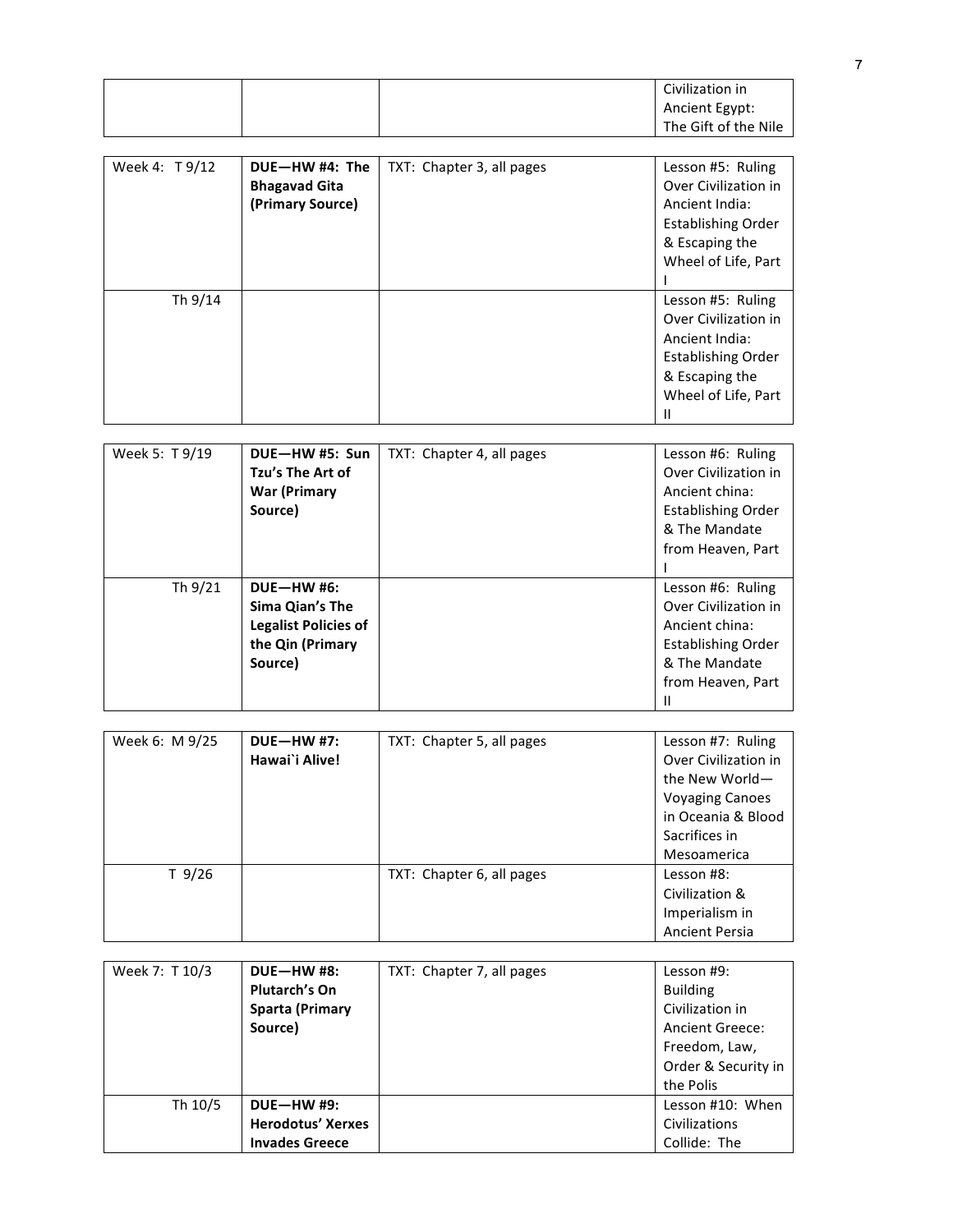| | | | Civilization in Ancient Egypt: The Gift of the Nile |
|---|---|---|---|

| Week 4: T 9/12 | **DUE—HW #4: The Bhagavad Gita (Primary Source)** | TXT: Chapter 3, all pages | Lesson #5: Ruling Over Civilization in Ancient India: Establishing Order & Escaping the Wheel of Life, Part I |
|---|---|---|---|
| Th 9/14 | | | Lesson #5: Ruling Over Civilization in Ancient India: Establishing Order & Escaping the Wheel of Life, Part II |

| Week 5: T 9/19 | **DUE—HW #5: Sun Tzu's The Art of War (Primary Source)** | TXT: Chapter 4, all pages | Lesson #6: Ruling Over Civilization in Ancient china: Establishing Order & The Mandate from Heaven, Part I |
|---|---|---|---|
| Th 9/21 | **DUE—HW #6: Sima Qian's The Legalist Policies of the Qin (Primary Source)** | | Lesson #6: Ruling Over Civilization in Ancient china: Establishing Order & The Mandate from Heaven, Part II |

| Week 6: M 9/25 | **DUE—HW #7: Hawai`i Alive!** | TXT: Chapter 5, all pages | Lesson #7: Ruling Over Civilization in the New World—Voyaging Canoes in Oceania & Blood Sacrifices in Mesoamerica |
|---|---|---|---|
| T 9/26 | | TXT: Chapter 6, all pages | Lesson #8: Civilization & Imperialism in Ancient Persia |

| Week 7: T 10/3 | **DUE—HW #8: Plutarch's On Sparta (Primary Source)** | TXT: Chapter 7, all pages | Lesson #9: Building Civilization in Ancient Greece: Freedom, Law, Order & Security in the Polis |
|---|---|---|---|
| Th 10/5 | **DUE—HW #9: Herodotus' Xerxes Invades Greece** | | Lesson #10: When Civilizations Collide: The |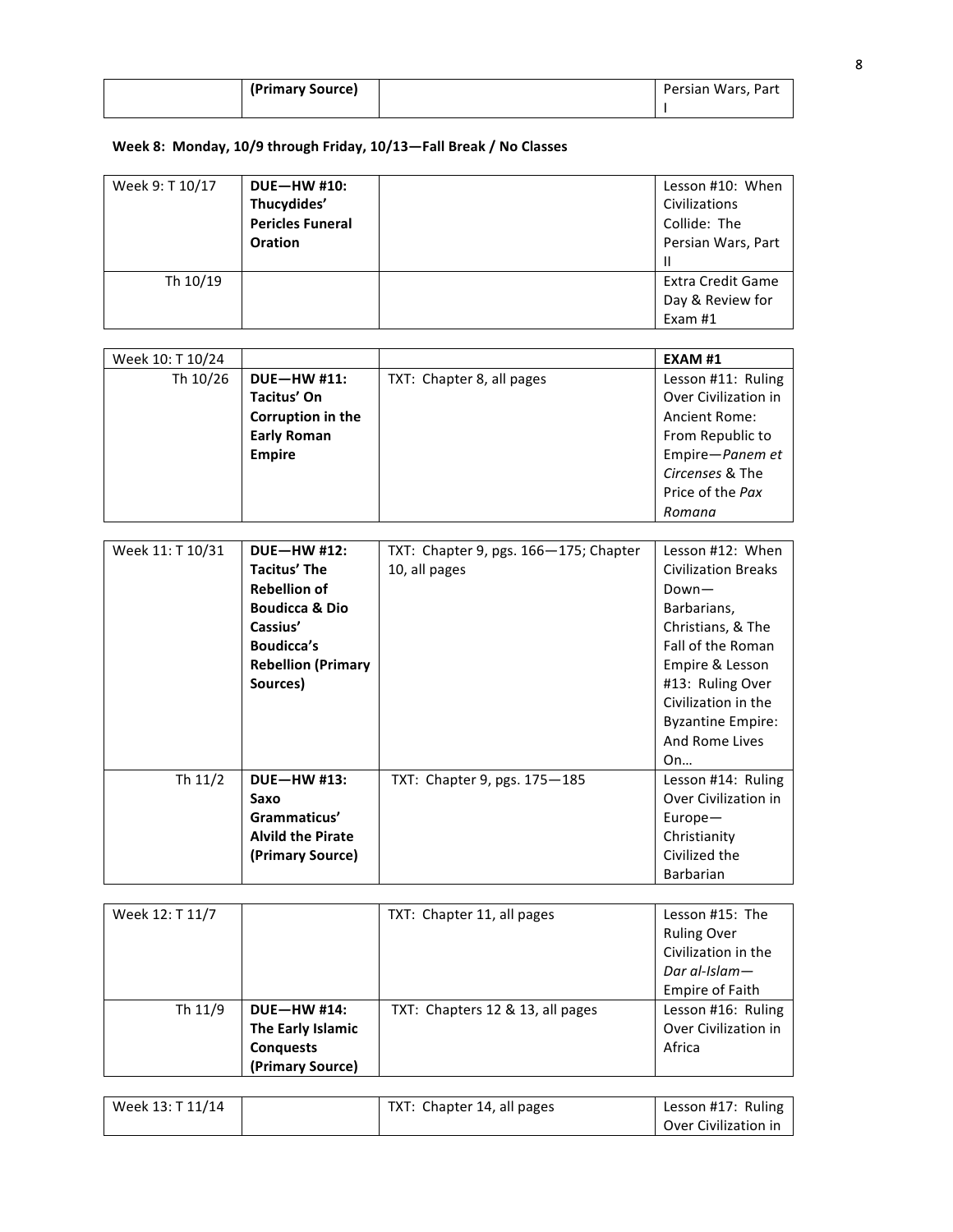| | **(Primary Source)** | | Persian Wars, Part I |
|---|---|---|---|

**Week 8: Monday, 10/9 through Friday, 10/13—Fall Break / No Classes**

| | | | |
|---|---|---|---|
| Week 9: T 10/17 | **DUE—HW #10: Thucydides' Pericles Funeral Oration** | | Lesson #10: When Civilizations Collide: The Persian Wars, Part II |
| Th 10/19 | | | Extra Credit Game Day & Review for Exam #1 |

| | | | |
|---|---|---|---|
| Week 10: T 10/24 | | | **EXAM #1** |
| Th 10/26 | **DUE—HW #11: Tacitus' On Corruption in the Early Roman Empire** | TXT: Chapter 8, all pages | Lesson #11: Ruling Over Civilization in Ancient Rome: From Republic to Empire—*Panem et Circenses* & The Price of the *Pax Romana* |

| | | | |
|---|---|---|---|
| Week 11: T 10/31 | **DUE—HW #12: Tacitus' The Rebellion of Boudicca & Dio Cassius' Boudicca's Rebellion (Primary Sources)** | TXT: Chapter 9, pgs. 166—175; Chapter 10, all pages | Lesson #12: When Civilization Breaks Down—Barbarians, Christians, & The Fall of the Roman Empire & Lesson #13: Ruling Over Civilization in the Byzantine Empire: And Rome Lives On… |
| Th 11/2 | **DUE—HW #13: Saxo Grammaticus' Alvild the Pirate (Primary Source)** | TXT: Chapter 9, pgs. 175—185 | Lesson #14: Ruling Over Civilization in Europe—Christianity Civilized the Barbarian |

| | | | |
|---|---|---|---|
| Week 12: T 11/7 | | TXT: Chapter 11, all pages | Lesson #15: The Ruling Over Civilization in the *Dar al-Islam*—Empire of Faith |
| Th 11/9 | **DUE—HW #14: The Early Islamic Conquests (Primary Source)** | TXT: Chapters 12 & 13, all pages | Lesson #16: Ruling Over Civilization in Africa |

| | | | |
|---|---|---|---|
| Week 13: T 11/14 | | TXT: Chapter 14, all pages | Lesson #17: Ruling Over Civilization in |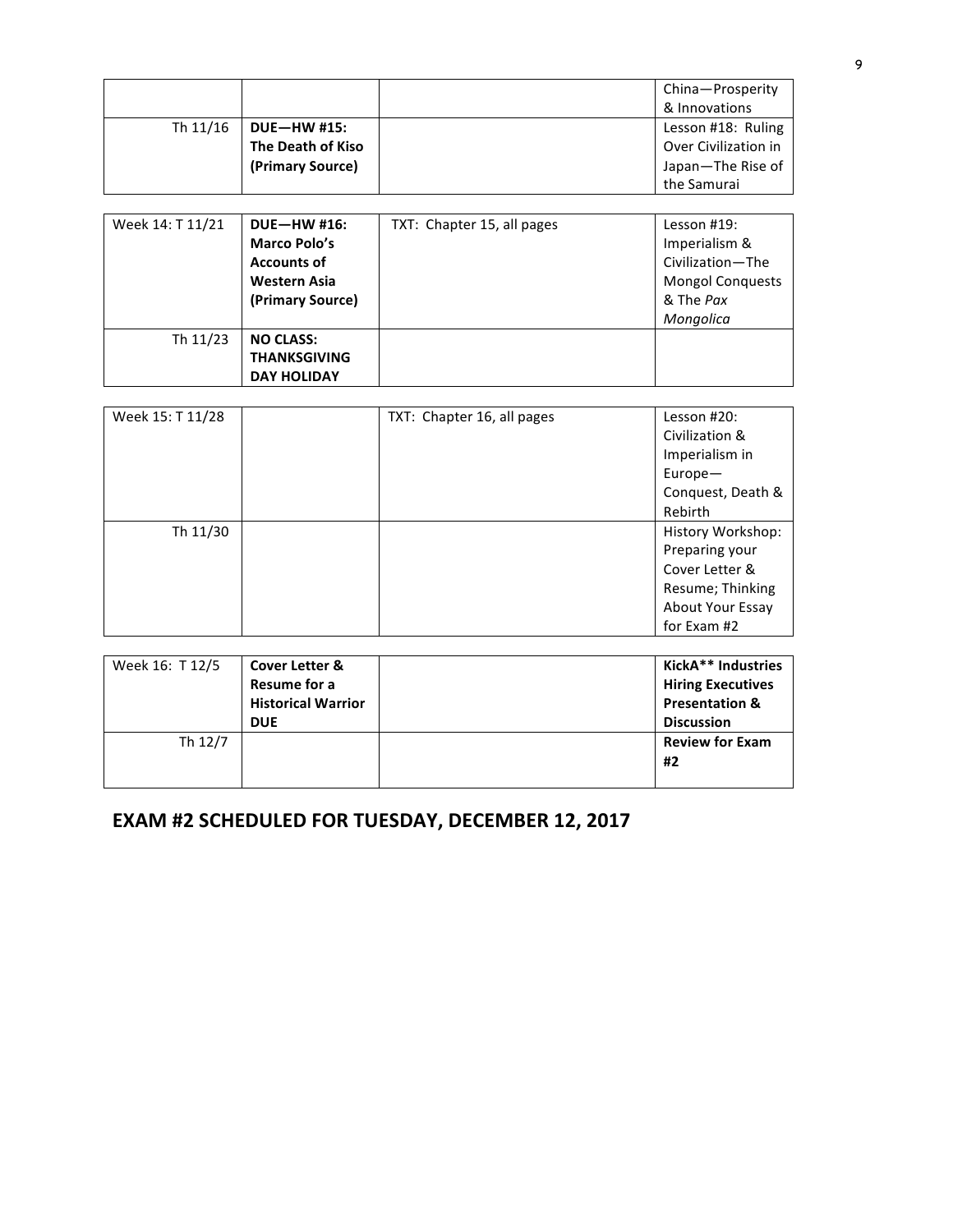| | | | |
|---|---|---|---|
| | | | China—Prosperity & Innovations |
| Th 11/16 | **DUE—HW #15: The Death of Kiso (Primary Source)** | | Lesson #18: Ruling Over Civilization in Japan—The Rise of the Samurai |

| | | | |
|---|---|---|---|
| Week 14: T 11/21 | **DUE—HW #16: Marco Polo's Accounts of Western Asia (Primary Source)** | TXT: Chapter 15, all pages | Lesson #19: Imperialism & Civilization—The Mongol Conquests & The *Pax Mongolica* |
| Th 11/23 | **NO CLASS: THANKSGIVING DAY HOLIDAY** | | |

| | | | |
|---|---|---|---|
| Week 15: T 11/28 | | TXT: Chapter 16, all pages | Lesson #20: Civilization & Imperialism in Europe—Conquest, Death & Rebirth |
| Th 11/30 | | | History Workshop: Preparing your Cover Letter & Resume; Thinking About Your Essay for Exam #2 |

| | | | |
|---|---|---|---|
| Week 16: T 12/5 | **Cover Letter & Resume for a Historical Warrior DUE** | | **KickA** Industries Hiring Executives Presentation & Discussion** |
| Th 12/7 | | | **Review for Exam #2** |

## EXAM #2 SCHEDULED FOR TUESDAY, DECEMBER 12, 2017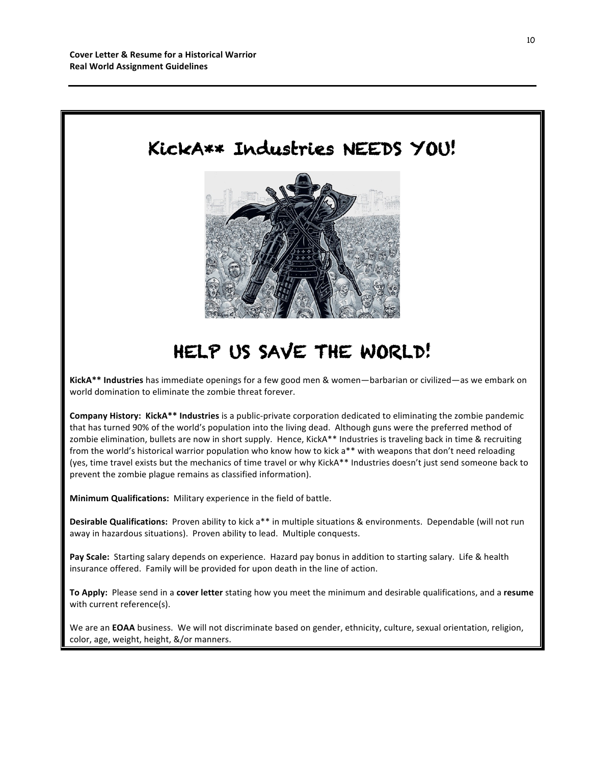# KickA** Industries NEEDS YOU!

# HELP US SAVE THE WORLD!

**KickA** Industries** has immediate openings for a few good men & women—barbarian or civilized—as we embark on world domination to eliminate the zombie threat forever.

**Company History: KickA** Industries** is a public-private corporation dedicated to eliminating the zombie pandemic that has turned 90% of the world's population into the living dead. Although guns were the preferred method of zombie elimination, bullets are now in short supply. Hence, KickA** Industries is traveling back in time & recruiting from the world's historical warrior population who know how to kick a** with weapons that don't need reloading (yes, time travel exists but the mechanics of time travel or why KickA** Industries doesn't just send someone back to prevent the zombie plague remains as classified information).

**Minimum Qualifications:** Military experience in the field of battle.

**Desirable Qualifications:** Proven ability to kick a** in multiple situations & environments. Dependable (will not run away in hazardous situations). Proven ability to lead. Multiple conquests.

**Pay Scale:** Starting salary depends on experience. Hazard pay bonus in addition to starting salary. Life & health insurance offered. Family will be provided for upon death in the line of action.

**To Apply:** Please send in a **cover letter** stating how you meet the minimum and desirable qualifications, and a **resume** with current reference(s).

We are an **EOAA** business. We will not discriminate based on gender, ethnicity, culture, sexual orientation, religion, color, age, weight, height, &/or manners.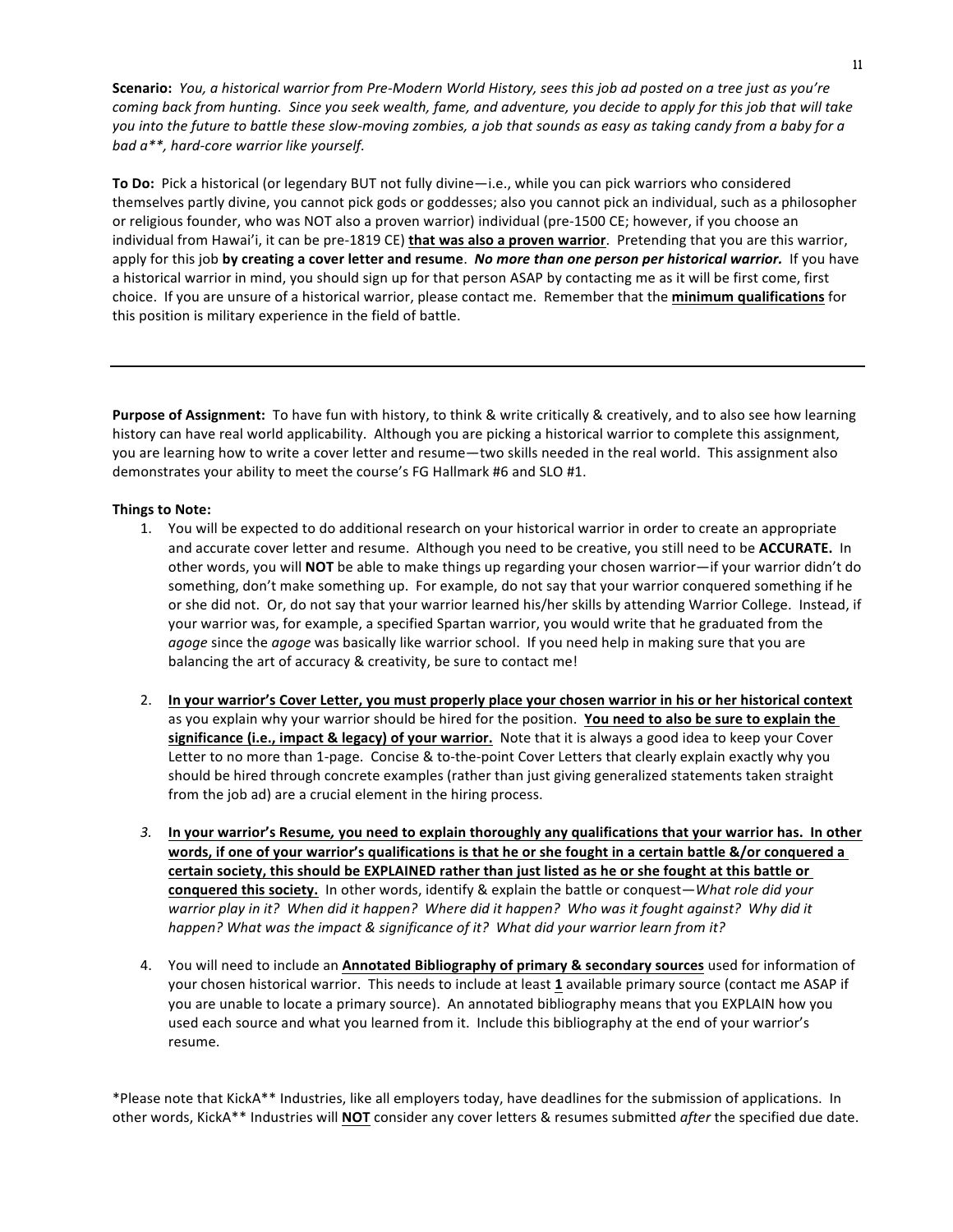**Scenario:** *You, a historical warrior from Pre-Modern World History, sees this job ad posted on a tree just as you're coming back from hunting. Since you seek wealth, fame, and adventure, you decide to apply for this job that will take you into the future to battle these slow-moving zombies, a job that sounds as easy as taking candy from a baby for a bad a**, hard-core warrior like yourself.*

**To Do:** Pick a historical (or legendary BUT not fully divine—i.e., while you can pick warriors who considered themselves partly divine, you cannot pick gods or goddesses; also you cannot pick an individual, such as a philosopher or religious founder, who was NOT also a proven warrior) individual (pre-1500 CE; however, if you choose an individual from Hawai'i, it can be pre-1819 CE) **<u>that was also a proven warrior</u>**. Pretending that you are this warrior, apply for this job **by creating a cover letter and resume**. ***No more than one person per historical warrior.*** If you have a historical warrior in mind, you should sign up for that person ASAP by contacting me as it will be first come, first choice. If you are unsure of a historical warrior, please contact me. Remember that the **<u>minimum qualifications</u>** for this position is military experience in the field of battle.

---

**Purpose of Assignment:** To have fun with history, to think & write critically & creatively, and to also see how learning history can have real world applicability. Although you are picking a historical warrior to complete this assignment, you are learning how to write a cover letter and resume—two skills needed in the real world. This assignment also demonstrates your ability to meet the course's FG Hallmark #6 and SLO #1.

**Things to Note:**

1. You will be expected to do additional research on your historical warrior in order to create an appropriate and accurate cover letter and resume. Although you need to be creative, you still need to be **ACCURATE.** In other words, you will **NOT** be able to make things up regarding your chosen warrior—if your warrior didn't do something, don't make something up. For example, do not say that your warrior conquered something if he or she did not. Or, do not say that your warrior learned his/her skills by attending Warrior College. Instead, if your warrior was, for example, a specified Spartan warrior, you would write that he graduated from the *agoge* since the *agoge* was basically like warrior school. If you need help in making sure that you are balancing the art of accuracy & creativity, be sure to contact me!

2. **<u>In your warrior's Cover Letter, you must properly place your chosen warrior in his or her historical context</u>** as you explain why your warrior should be hired for the position. **<u>You need to also be sure to explain the significance (i.e., impact & legacy) of your warrior.</u>** Note that it is always a good idea to keep your Cover Letter to no more than 1-page. Concise & to-the-point Cover Letters that clearly explain exactly why you should be hired through concrete examples (rather than just giving generalized statements taken straight from the job ad) are a crucial element in the hiring process.

3. **<u>In your warrior's Resume, you need to explain thoroughly any qualifications that your warrior has. In other words, if one of your warrior's qualifications is that he or she fought in a certain battle &/or conquered a certain society, this should be EXPLAINED rather than just listed as he or she fought at this battle or conquered this society.</u>** In other words, identify & explain the battle or conquest—*What role did your warrior play in it? When did it happen? Where did it happen? Who was it fought against? Why did it happen? What was the impact & significance of it? What did your warrior learn from it?*

4. You will need to include an **<u>Annotated Bibliography of primary & secondary sources</u>** used for information of your chosen historical warrior. This needs to include at least **<u>1</u>** available primary source (contact me ASAP if you are unable to locate a primary source). An annotated bibliography means that you EXPLAIN how you used each source and what you learned from it. Include this bibliography at the end of your warrior's resume.

*Please note that KickA** Industries, like all employers today, have deadlines for the submission of applications. In other words, KickA** Industries will **<u>NOT</u>** consider any cover letters & resumes submitted *after* the specified due date.